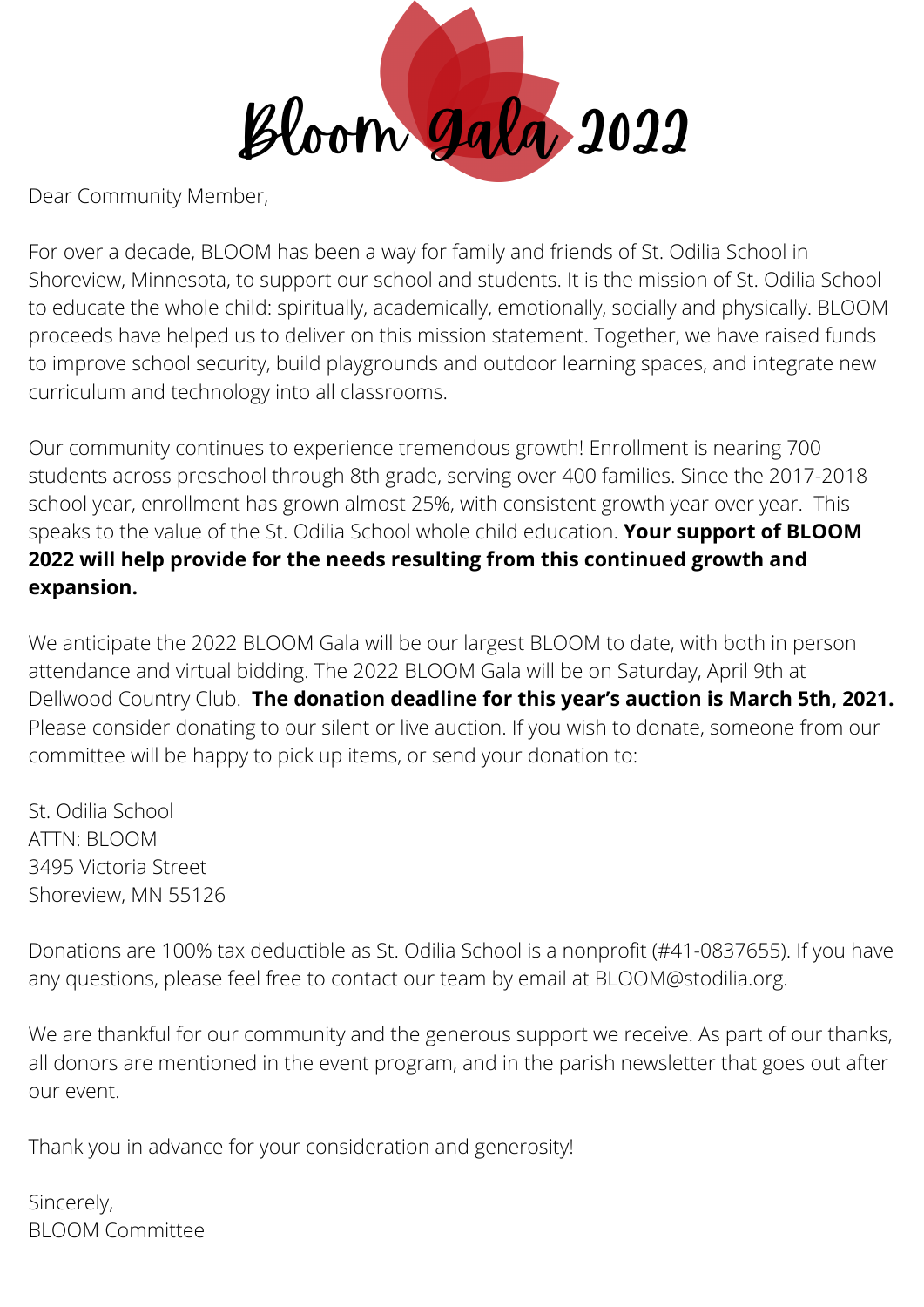# Bloom Gala 2022

Dear Community Member,

For over a decade, BLOOM has been a way for family and friends of St. Odilia School in Shoreview, Minnesota, to support our school and students. It is the mission of St. Odilia School to educate the whole child: spiritually, academically, emotionally, socially and physically. BLOOM proceeds have helped us to deliver on this mission statement. Together, we have raised funds to improve school security, build playgrounds and outdoor learning spaces, and integrate new curriculum and technology into all classrooms.

Our community continues to experience tremendous growth! Enrollment is nearing 700 students across preschool through 8th grade, serving over 400 families. Since the 2017-2018 school year, enrollment has grown almost 25%, with consistent growth year over year. This speaks to the value of the St. Odilia School whole child education. **Your support of BLOOM 2022 will help provide for the needs resulting from this continued growth and expansion.**

We anticipate the 2022 BLOOM Gala will be our largest BLOOM to date, with both in person attendance and virtual bidding. The 2022 BLOOM Gala will be on Saturday, April 9th at Dellwood Country Club. **The donation deadline for this year's auction is March 5th, 2021.** Please consider donating to our silent or live auction. If you wish to donate, someone from our committee will be happy to pick up items, or send your donation to:

St. Odilia School
ATTN: BLOOM
3495 Victoria Street
Shoreview, MN 55126

Donations are 100% tax deductible as St. Odilia School is a nonprofit (#41-0837655). If you have any questions, please feel free to contact our team by email at BLOOM@stodilia.org.

We are thankful for our community and the generous support we receive. As part of our thanks, all donors are mentioned in the event program, and in the parish newsletter that goes out after our event.

Thank you in advance for your consideration and generosity!

Sincerely,
BLOOM Committee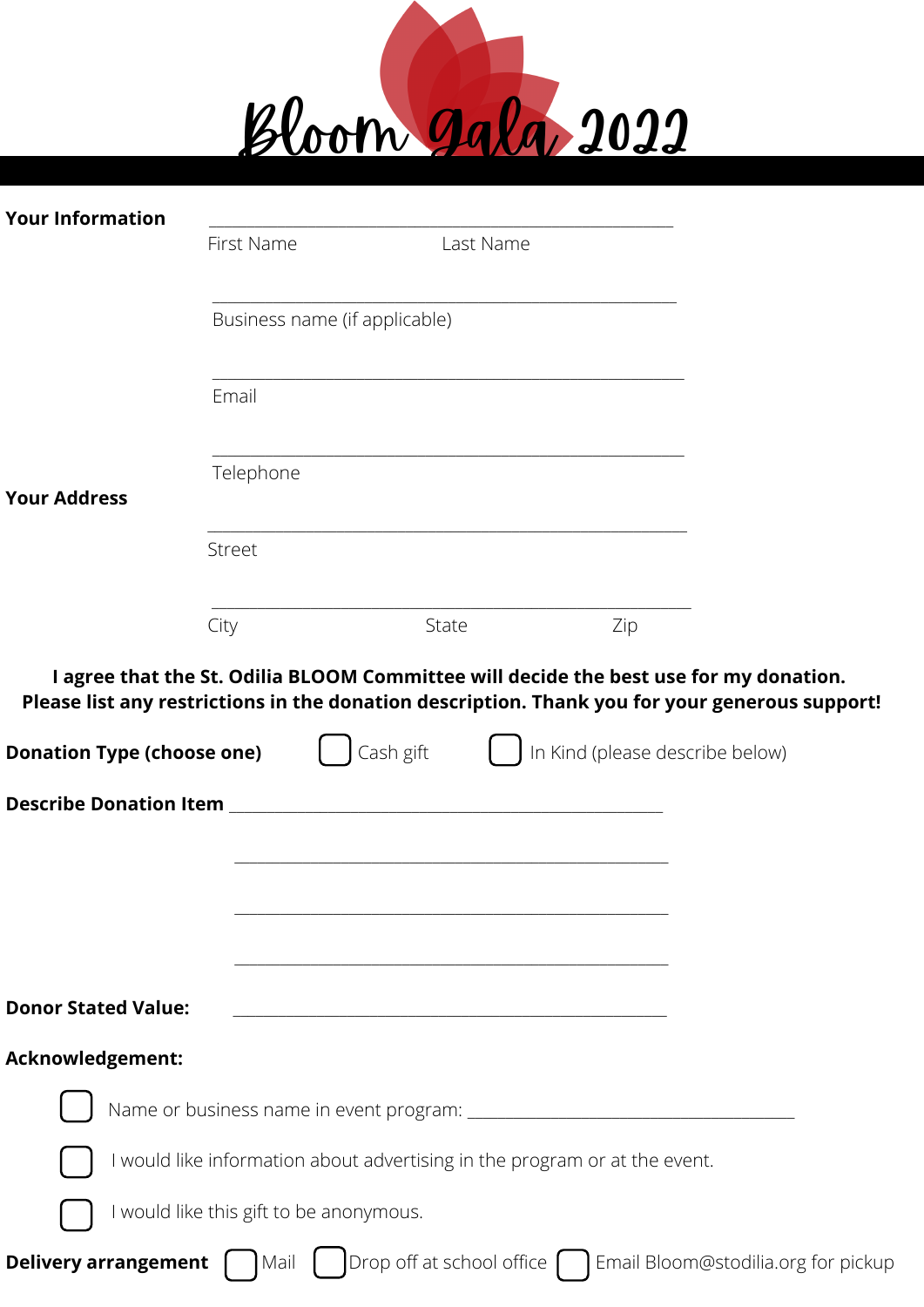# Bloom Gala 2022

**Your Information**

\_\_\_\_\_\_\_\_\_\_\_\_\_\_\_\_\_\_\_\_\_\_\_\_\_\_\_\_\_\_\_\_\_\_\_\_\_\_\_\_\_\_\_\_\_\_\_\_

First Name Last Name

\_\_\_\_\_\_\_\_\_\_\_\_\_\_\_\_\_\_\_\_\_\_\_\_\_\_\_\_\_\_\_\_\_\_\_\_\_\_\_\_\_\_\_\_\_\_\_\_

Business name (if applicable)

\_\_\_\_\_\_\_\_\_\_\_\_\_\_\_\_\_\_\_\_\_\_\_\_\_\_\_\_\_\_\_\_\_\_\_\_\_\_\_\_\_\_\_\_\_\_\_\_

Email

\_\_\_\_\_\_\_\_\_\_\_\_\_\_\_\_\_\_\_\_\_\_\_\_\_\_\_\_\_\_\_\_\_\_\_\_\_\_\_\_\_\_\_\_\_\_\_\_

Telephone

**Your Address**

\_\_\_\_\_\_\_\_\_\_\_\_\_\_\_\_\_\_\_\_\_\_\_\_\_\_\_\_\_\_\_\_\_\_\_\_\_\_\_\_\_\_\_\_\_\_\_\_

Street

\_\_\_\_\_\_\_\_\_\_\_\_\_\_\_\_\_\_\_\_\_\_\_\_\_\_\_\_\_\_\_\_\_\_\_\_\_\_\_\_\_\_\_\_\_\_\_\_

City State Zip

**I agree that the St. Odilia BLOOM Committee will decide the best use for my donation. Please list any restrictions in the donation description. Thank you for your generous support!**

**Donation Type (choose one)** ☐ Cash gift ☐ In Kind (please describe below)

**Describe Donation Item** \_\_\_\_\_\_\_\_\_\_\_\_\_\_\_\_\_\_\_\_\_\_\_\_\_\_\_\_\_\_\_\_\_\_\_\_\_\_\_\_\_\_\_\_\_\_

\_\_\_\_\_\_\_\_\_\_\_\_\_\_\_\_\_\_\_\_\_\_\_\_\_\_\_\_\_\_\_\_\_\_\_\_\_\_\_\_\_\_\_\_\_\_

\_\_\_\_\_\_\_\_\_\_\_\_\_\_\_\_\_\_\_\_\_\_\_\_\_\_\_\_\_\_\_\_\_\_\_\_\_\_\_\_\_\_\_\_\_\_

\_\_\_\_\_\_\_\_\_\_\_\_\_\_\_\_\_\_\_\_\_\_\_\_\_\_\_\_\_\_\_\_\_\_\_\_\_\_\_\_\_\_\_\_\_\_

**Donor Stated Value:** \_\_\_\_\_\_\_\_\_\_\_\_\_\_\_\_\_\_\_\_\_\_\_\_\_\_\_\_\_\_\_\_\_\_\_\_\_\_\_\_\_\_\_\_\_\_

**Acknowledgement:**

☐ Name or business name in event program: \_\_\_\_\_\_\_\_\_\_\_\_\_\_\_\_\_\_\_\_\_\_\_\_\_\_\_\_\_\_\_\_\_\_\_\_

☐ I would like information about advertising in the program or at the event.

☐ I would like this gift to be anonymous.

**Delivery arrangement** ☐ Mail ☐ Drop off at school office ☐ Email Bloom@stodilia.org for pickup